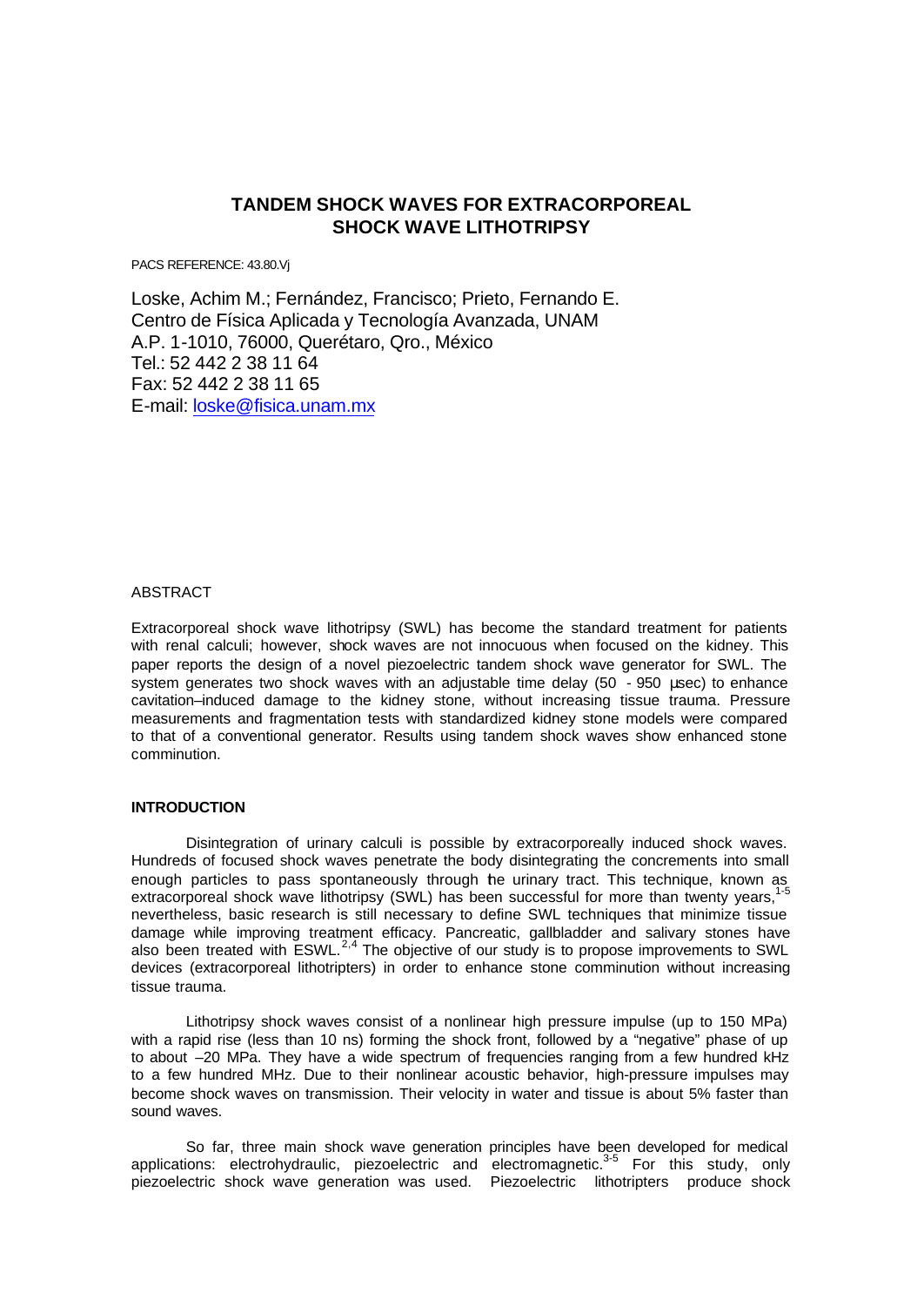# TANDEM SHOCK WAVES FOR EXTRACORPOREAL SHOCK WAVE LITHOTRIPSY

PACS REFERENCE: 43.80.Vj

Loske, Achim M.; Fernández, Francisco; Prieto, Fernando E.
Centro de Física Aplicada y Tecnología Avanzada, UNAM
A.P. 1-1010, 76000, Querétaro, Qro., México
Tel.: 52 442 2 38 11 64
Fax: 52 442 2 38 11 65
E-mail: loske@fisica.unam.mx

## ABSTRACT

Extracorporeal shock wave lithotripsy (SWL) has become the standard treatment for patients with renal calculi; however, shock waves are not innocuous when focused on the kidney. This paper reports the design of a novel piezoelectric tandem shock wave generator for SWL. The system generates two shock waves with an adjustable time delay (50 - 950 μsec) to enhance cavitation–induced damage to the kidney stone, without increasing tissue trauma. Pressure measurements and fragmentation tests with standardized kidney stone models were compared to that of a conventional generator. Results using tandem shock waves show enhanced stone comminution.

## INTRODUCTION

Disintegration of urinary calculi is possible by extracorporeally induced shock waves. Hundreds of focused shock waves penetrate the body disintegrating the concrements into small enough particles to pass spontaneously through the urinary tract. This technique, known as extracorporeal shock wave lithotripsy (SWL) has been successful for more than twenty years,[1-5] nevertheless, basic research is still necessary to define SWL techniques that minimize tissue damage while improving treatment efficacy. Pancreatic, gallbladder and salivary stones have also been treated with ESWL.[2,4] The objective of our study is to propose improvements to SWL devices (extracorporeal lithotripters) in order to enhance stone comminution without increasing tissue trauma.

Lithotripsy shock waves consist of a nonlinear high pressure impulse (up to 150 MPa) with a rapid rise (less than 10 ns) forming the shock front, followed by a "negative" phase of up to about –20 MPa. They have a wide spectrum of frequencies ranging from a few hundred kHz to a few hundred MHz. Due to their nonlinear acoustic behavior, high-pressure impulses may become shock waves on transmission. Their velocity in water and tissue is about 5% faster than sound waves.

So far, three main shock wave generation principles have been developed for medical applications: electrohydraulic, piezoelectric and electromagnetic.[3-5] For this study, only piezoelectric shock wave generation was used. Piezoelectric lithotripters produce shock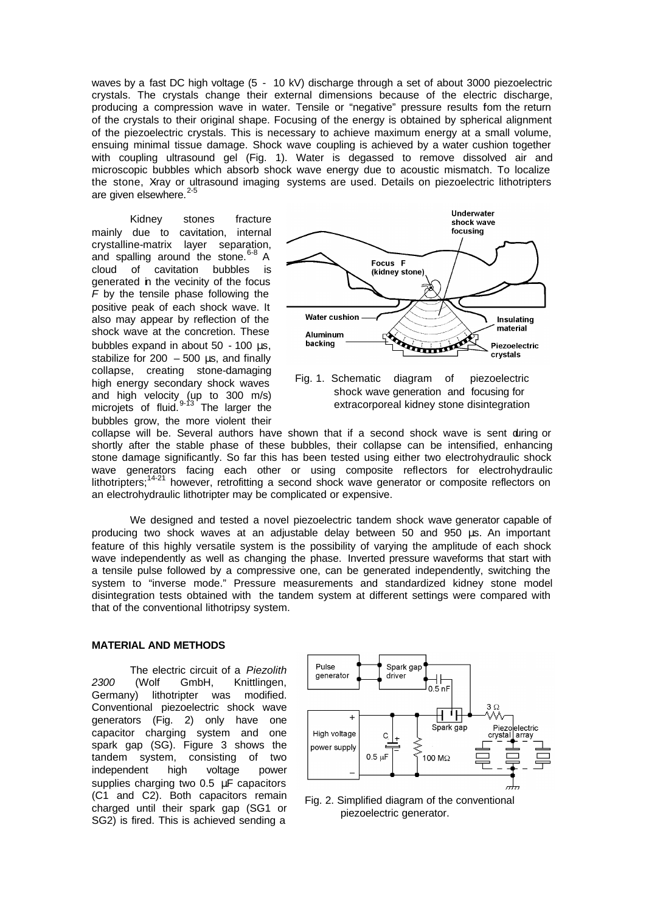waves by a fast DC high voltage (5 - 10 kV) discharge through a set of about 3000 piezoelectric crystals. The crystals change their external dimensions because of the electric discharge, producing a compression wave in water. Tensile or "negative" pressure results fom the return of the crystals to their original shape. Focusing of the energy is obtained by spherical alignment of the piezoelectric crystals. This is necessary to achieve maximum energy at a small volume, ensuing minimal tissue damage. Shock wave coupling is achieved by a water cushion together with coupling ultrasound gel (Fig. 1). Water is degassed to remove dissolved air and microscopic bubbles which absorb shock wave energy due to acoustic mismatch. To localize the stone, Xray or ultrasound imaging systems are used. Details on piezoelectric lithotripters are given elsewhere.[2-5]

Kidney stones fracture mainly due to cavitation, internal crystalline-matrix layer separation, and spalling around the stone.[6-8] A cloud of cavitation bubbles is generated in the vecinity of the focus *F* by the tensile phase following the positive peak of each shock wave. It also may appear by reflection of the shock wave at the concretion. These bubbles expand in about 50 - 100 µs, stabilize for 200 – 500 µs, and finally collapse, creating stone-damaging high energy secondary shock waves and high velocity (up to 300 m/s) microjets of fluid.[9-13] The larger the bubbles grow, the more violent their collapse will be. Several authors have shown that if a second shock wave is sent during or shortly after the stable phase of these bubbles, their collapse can be intensified, enhancing stone damage significantly. So far this has been tested using either two electrohydraulic shock wave generators facing each other or using composite reflectors for electrohydraulic lithotripters;[14-21] however, retrofitting a second shock wave generator or composite reflectors on an electrohydraulic lithotripter may be complicated or expensive.

Fig. 1. Schematic diagram of piezoelectric shock wave generation and focusing for extracorporeal kidney stone disintegration

We designed and tested a novel piezoelectric tandem shock wave generator capable of producing two shock waves at an adjustable delay between 50 and 950 µs. An important feature of this highly versatile system is the possibility of varying the amplitude of each shock wave independently as well as changing the phase. Inverted pressure waveforms that start with a tensile pulse followed by a compressive one, can be generated independently, switching the system to "inverse mode." Pressure measurements and standardized kidney stone model disintegration tests obtained with the tandem system at different settings were compared with that of the conventional lithotripsy system.

## MATERIAL AND METHODS

The electric circuit of a *Piezolith 2300* (Wolf GmbH, Knittlingen, Germany) lithotripter was modified. Conventional piezoelectric shock wave generators (Fig. 2) only have one capacitor charging system and one spark gap (SG). Figure 3 shows the tandem system, consisting of two independent high voltage power supplies charging two 0.5 µF capacitors (C1 and C2). Both capacitors remain charged until their spark gap (SG1 or SG2) is fired. This is achieved sending a

Fig. 2. Simplified diagram of the conventional piezoelectric generator.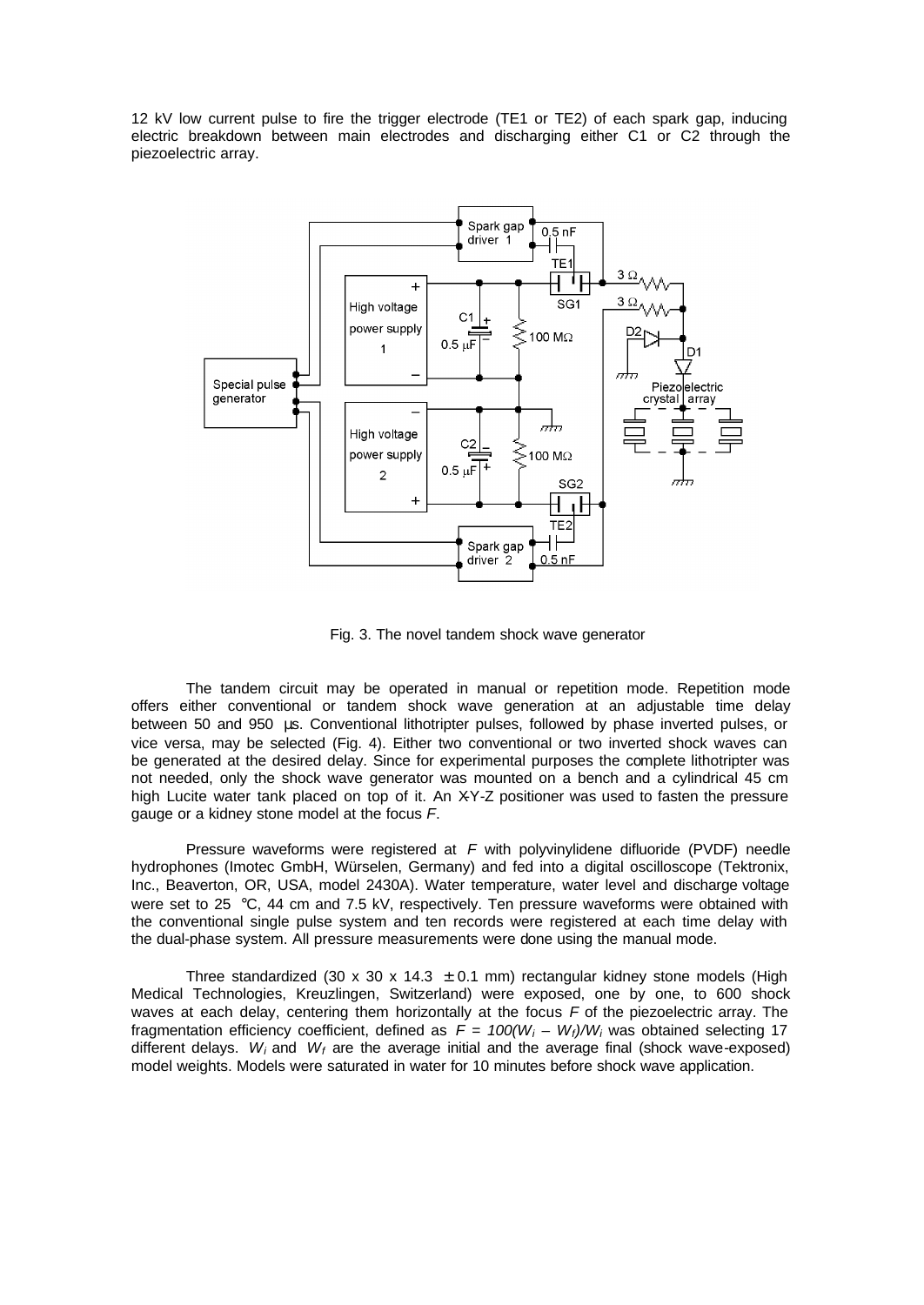12 kV low current pulse to fire the trigger electrode (TE1 or TE2) of each spark gap, inducing electric breakdown between main electrodes and discharging either C1 or C2 through the piezoelectric array.

Fig. 3. The novel tandem shock wave generator

The tandem circuit may be operated in manual or repetition mode. Repetition mode offers either conventional or tandem shock wave generation at an adjustable time delay between 50 and 950 µs. Conventional lithotripter pulses, followed by phase inverted pulses, or vice versa, may be selected (Fig. 4). Either two conventional or two inverted shock waves can be generated at the desired delay. Since for experimental purposes the complete lithotripter was not needed, only the shock wave generator was mounted on a bench and a cylindrical 45 cm high Lucite water tank placed on top of it. An X-Y-Z positioner was used to fasten the pressure gauge or a kidney stone model at the focus *F*.

Pressure waveforms were registered at *F* with polyvinylidene difluoride (PVDF) needle hydrophones (Imotec GmbH, Würselen, Germany) and fed into a digital oscilloscope (Tektronix, Inc., Beaverton, OR, USA, model 2430A). Water temperature, water level and discharge voltage were set to 25 °C, 44 cm and 7.5 kV, respectively. Ten pressure waveforms were obtained with the conventional single pulse system and ten records were registered at each time delay with the dual-phase system. All pressure measurements were done using the manual mode.

Three standardized (30 x 30 x 14.3 ± 0.1 mm) rectangular kidney stone models (High Medical Technologies, Kreuzlingen, Switzerland) were exposed, one by one, to 600 shock waves at each delay, centering them horizontally at the focus *F* of the piezoelectric array. The fragmentation efficiency coefficient, defined as $F = 100(W_i - W_f)/W_i$ was obtained selecting 17 different delays. $W_i$ and $W_f$ are the average initial and the average final (shock wave-exposed) model weights. Models were saturated in water for 10 minutes before shock wave application.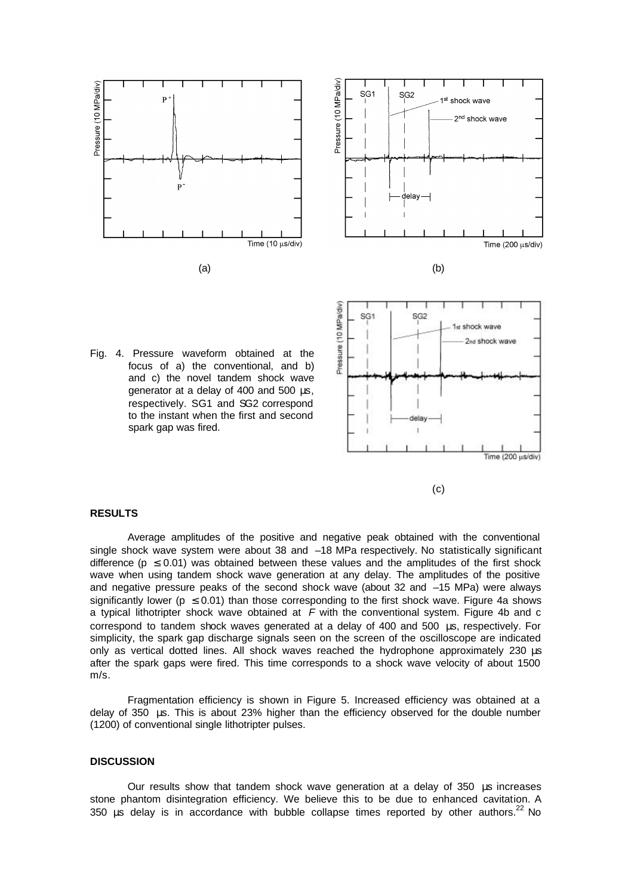Fig. 4. Pressure waveform obtained at the focus of a) the conventional, and b) and c) the novel tandem shock wave generator at a delay of 400 and 500 µs, respectively. SG1 and SG2 correspond to the instant when the first and second spark gap was fired.

### RESULTS

Average amplitudes of the positive and negative peak obtained with the conventional single shock wave system were about 38 and –18 MPa respectively. No statistically significant difference ($p \leq 0.01$) was obtained between these values and the amplitudes of the first shock wave when using tandem shock wave generation at any delay. The amplitudes of the positive and negative pressure peaks of the second shock wave (about 32 and –15 MPa) were always significantly lower ($p \leq 0.01$) than those corresponding to the first shock wave. Figure 4a shows a typical lithotripter shock wave obtained at *F* with the conventional system. Figure 4b and c correspond to tandem shock waves generated at a delay of 400 and 500 µs, respectively. For simplicity, the spark gap discharge signals seen on the screen of the oscilloscope are indicated only as vertical dotted lines. All shock waves reached the hydrophone approximately 230 µs after the spark gaps were fired. This time corresponds to a shock wave velocity of about 1500 m/s.

Fragmentation efficiency is shown in Figure 5. Increased efficiency was obtained at a delay of 350 µs. This is about 23% higher than the efficiency observed for the double number (1200) of conventional single lithotripter pulses.

### DISCUSSION

Our results show that tandem shock wave generation at a delay of 350 µs increases stone phantom disintegration efficiency. We believe this to be due to enhanced cavitation. A 350 µs delay is in accordance with bubble collapse times reported by other authors.[22] No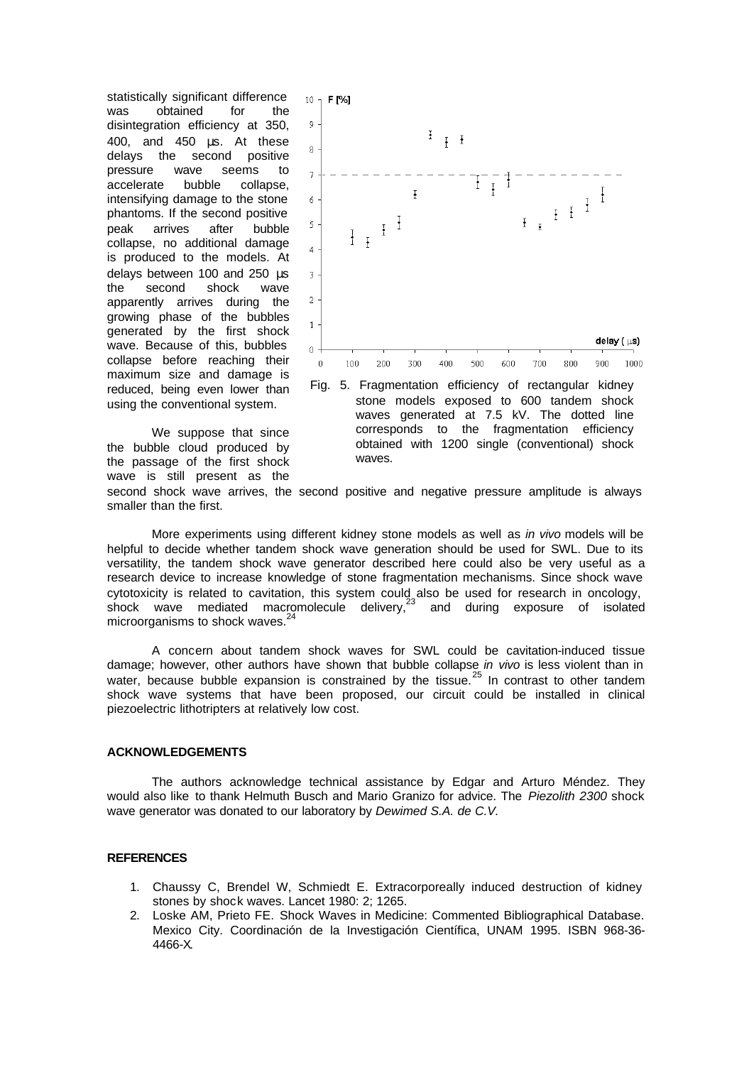statistically significant difference was obtained for the disintegration efficiency at 350, 400, and 450 µs. At these delays the second positive pressure wave seems to accelerate bubble collapse, intensifying damage to the stone phantoms. If the second positive peak arrives after bubble collapse, no additional damage is produced to the models. At delays between 100 and 250 µs the second shock wave apparently arrives during the growing phase of the bubbles generated by the first shock wave. Because of this, bubbles collapse before reaching their maximum size and damage is reduced, being even lower than using the conventional system.

Fig. 5. Fragmentation efficiency of rectangular kidney stone models exposed to 600 tandem shock waves generated at 7.5 kV. The dotted line corresponds to the fragmentation efficiency obtained with 1200 single (conventional) shock waves.

We suppose that since the bubble cloud produced by the passage of the first shock wave is still present as the second shock wave arrives, the second positive and negative pressure amplitude is always smaller than the first.

More experiments using different kidney stone models as well as *in vivo* models will be helpful to decide whether tandem shock wave generation should be used for SWL. Due to its versatility, the tandem shock wave generator described here could also be very useful as a research device to increase knowledge of stone fragmentation mechanisms. Since shock wave cytotoxicity is related to cavitation, this system could also be used for research in oncology, shock wave mediated macromolecule delivery,[23] and during exposure of isolated microorganisms to shock waves.[24]

A concern about tandem shock waves for SWL could be cavitation-induced tissue damage; however, other authors have shown that bubble collapse *in vivo* is less violent than in water, because bubble expansion is constrained by the tissue.[25] In contrast to other tandem shock wave systems that have been proposed, our circuit could be installed in clinical piezoelectric lithotripters at relatively low cost.

**ACKNOWLEDGEMENTS**

The authors acknowledge technical assistance by Edgar and Arturo Méndez. They would also like to thank Helmuth Busch and Mario Granizo for advice. The *Piezolith 2300* shock wave generator was donated to our laboratory by *Dewimed S.A. de C.V.*

**REFERENCES**

1. Chaussy C, Brendel W, Schmiedt E. Extracorporeally induced destruction of kidney stones by shock waves. Lancet 1980: 2; 1265.
2. Loske AM, Prieto FE. Shock Waves in Medicine: Commented Bibliographical Database. Mexico City. Coordinación de la Investigación Científica, UNAM 1995. ISBN 968-36-4466-X.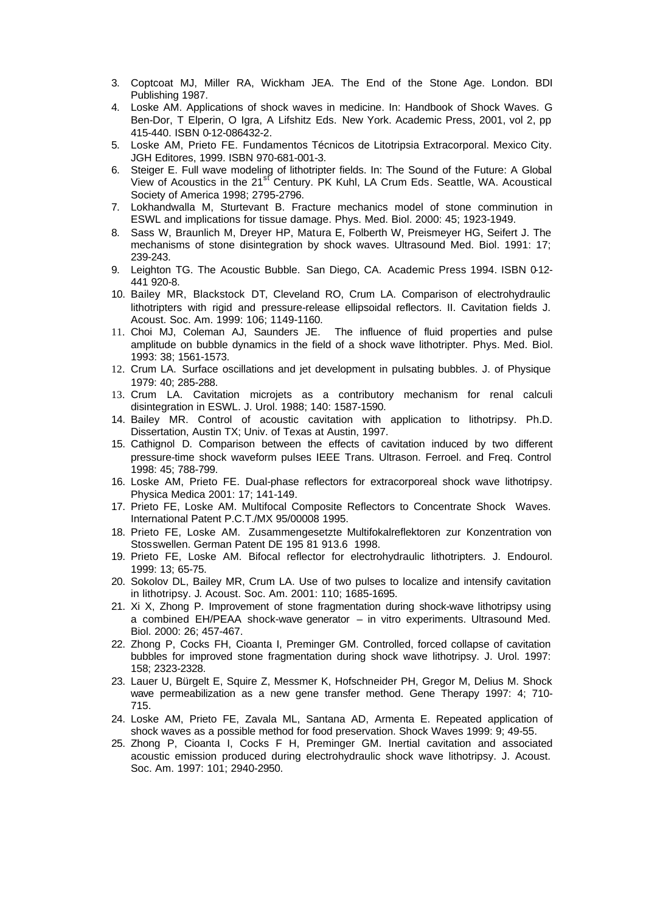3. Coptcoat MJ, Miller RA, Wickham JEA. The End of the Stone Age. London. BDI Publishing 1987.
4. Loske AM. Applications of shock waves in medicine. In: Handbook of Shock Waves. G Ben-Dor, T Elperin, O Igra, A Lifshitz Eds. New York. Academic Press, 2001, vol 2, pp 415-440. ISBN 0-12-086432-2.
5. Loske AM, Prieto FE. Fundamentos Técnicos de Litotripsia Extracorporal. Mexico City. JGH Editores, 1999. ISBN 970-681-001-3.
6. Steiger E. Full wave modeling of lithotripter fields. In: The Sound of the Future: A Global View of Acoustics in the 21st Century. PK Kuhl, LA Crum Eds. Seattle, WA. Acoustical Society of America 1998; 2795-2796.
7. Lokhandwalla M, Sturtevant B. Fracture mechanics model of stone comminution in ESWL and implications for tissue damage. Phys. Med. Biol. 2000: 45; 1923-1949.
8. Sass W, Braunlich M, Dreyer HP, Matura E, Folberth W, Preismeyer HG, Seifert J. The mechanisms of stone disintegration by shock waves. Ultrasound Med. Biol. 1991: 17; 239-243.
9. Leighton TG. The Acoustic Bubble. San Diego, CA. Academic Press 1994. ISBN 0-12-441 920-8.
10. Bailey MR, Blackstock DT, Cleveland RO, Crum LA. Comparison of electrohydraulic lithotripters with rigid and pressure-release ellipsoidal reflectors. II. Cavitation fields J. Acoust. Soc. Am. 1999: 106; 1149-1160.
11. Choi MJ, Coleman AJ, Saunders JE. The influence of fluid properties and pulse amplitude on bubble dynamics in the field of a shock wave lithotripter. Phys. Med. Biol. 1993: 38; 1561-1573.
12. Crum LA. Surface oscillations and jet development in pulsating bubbles. J. of Physique 1979: 40; 285-288.
13. Crum LA. Cavitation microjets as a contributory mechanism for renal calculi disintegration in ESWL. J. Urol. 1988; 140: 1587-1590.
14. Bailey MR. Control of acoustic cavitation with application to lithotripsy. Ph.D. Dissertation, Austin TX; Univ. of Texas at Austin, 1997.
15. Cathignol D. Comparison between the effects of cavitation induced by two different pressure-time shock waveform pulses IEEE Trans. Ultrason. Ferroel. and Freq. Control 1998: 45; 788-799.
16. Loske AM, Prieto FE. Dual-phase reflectors for extracorporeal shock wave lithotripsy. Physica Medica 2001: 17; 141-149.
17. Prieto FE, Loske AM. Multifocal Composite Reflectors to Concentrate Shock Waves. International Patent P.C.T./MX 95/00008 1995.
18. Prieto FE, Loske AM. Zusammengesetzte Multifokalreflektoren zur Konzentration von Stosswellen. German Patent DE 195 81 913.6 1998.
19. Prieto FE, Loske AM. Bifocal reflector for electrohydraulic lithotripters. J. Endourol. 1999: 13; 65-75.
20. Sokolov DL, Bailey MR, Crum LA. Use of two pulses to localize and intensify cavitation in lithotripsy. J. Acoust. Soc. Am. 2001: 110; 1685-1695.
21. Xi X, Zhong P. Improvement of stone fragmentation during shock-wave lithotripsy using a combined EH/PEAA shock-wave generator – in vitro experiments. Ultrasound Med. Biol. 2000: 26; 457-467.
22. Zhong P, Cocks FH, Cioanta I, Preminger GM. Controlled, forced collapse of cavitation bubbles for improved stone fragmentation during shock wave lithotripsy. J. Urol. 1997: 158; 2323-2328.
23. Lauer U, Bürgelt E, Squire Z, Messmer K, Hofschneider PH, Gregor M, Delius M. Shock wave permeabilization as a new gene transfer method. Gene Therapy 1997: 4; 710-715.
24. Loske AM, Prieto FE, Zavala ML, Santana AD, Armenta E. Repeated application of shock waves as a possible method for food preservation. Shock Waves 1999: 9; 49-55.
25. Zhong P, Cioanta I, Cocks F H, Preminger GM. Inertial cavitation and associated acoustic emission produced during electrohydraulic shock wave lithotripsy. J. Acoust. Soc. Am. 1997: 101; 2940-2950.